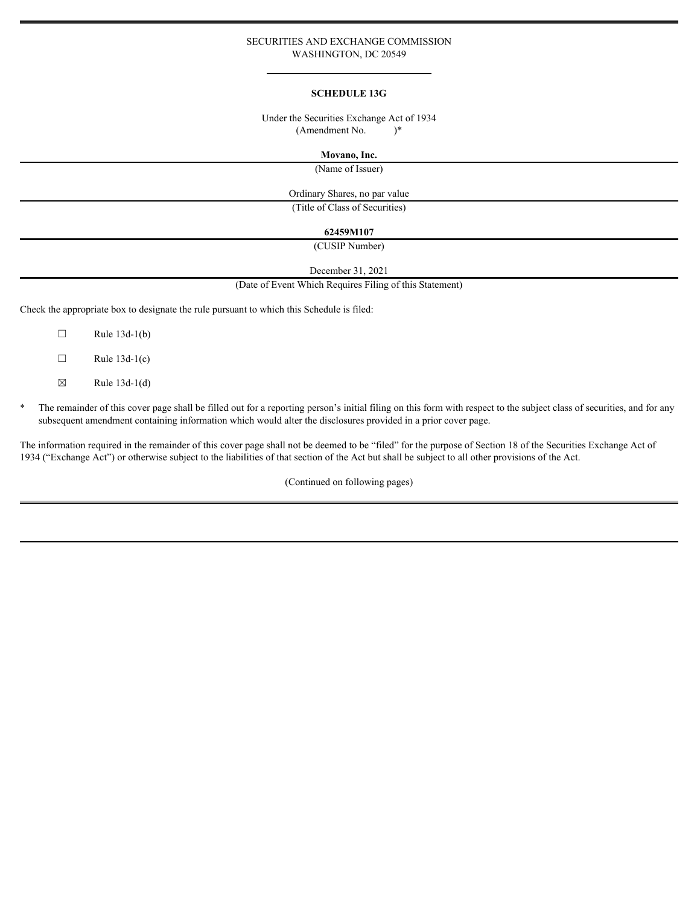SECURITIES AND EXCHANGE COMMISSION
WASHINGTON, DC 20549

---

**SCHEDULE 13G**

Under the Securities Exchange Act of 1934
(Amendment No. )*

**Movano, Inc.**

(Name of Issuer)

Ordinary Shares, no par value

(Title of Class of Securities)

**62459M107**

(CUSIP Number)

December 31, 2021

(Date of Event Which Requires Filing of this Statement)

Check the appropriate box to designate the rule pursuant to which this Schedule is filed:

☐ Rule 13d-1(b)

☐ Rule 13d-1(c)

☒ Rule 13d-1(d)

\* The remainder of this cover page shall be filled out for a reporting person's initial filing on this form with respect to the subject class of securities, and for any subsequent amendment containing information which would alter the disclosures provided in a prior cover page.

The information required in the remainder of this cover page shall not be deemed to be "filed" for the purpose of Section 18 of the Securities Exchange Act of 1934 ("Exchange Act") or otherwise subject to the liabilities of that section of the Act but shall be subject to all other provisions of the Act.

(Continued on following pages)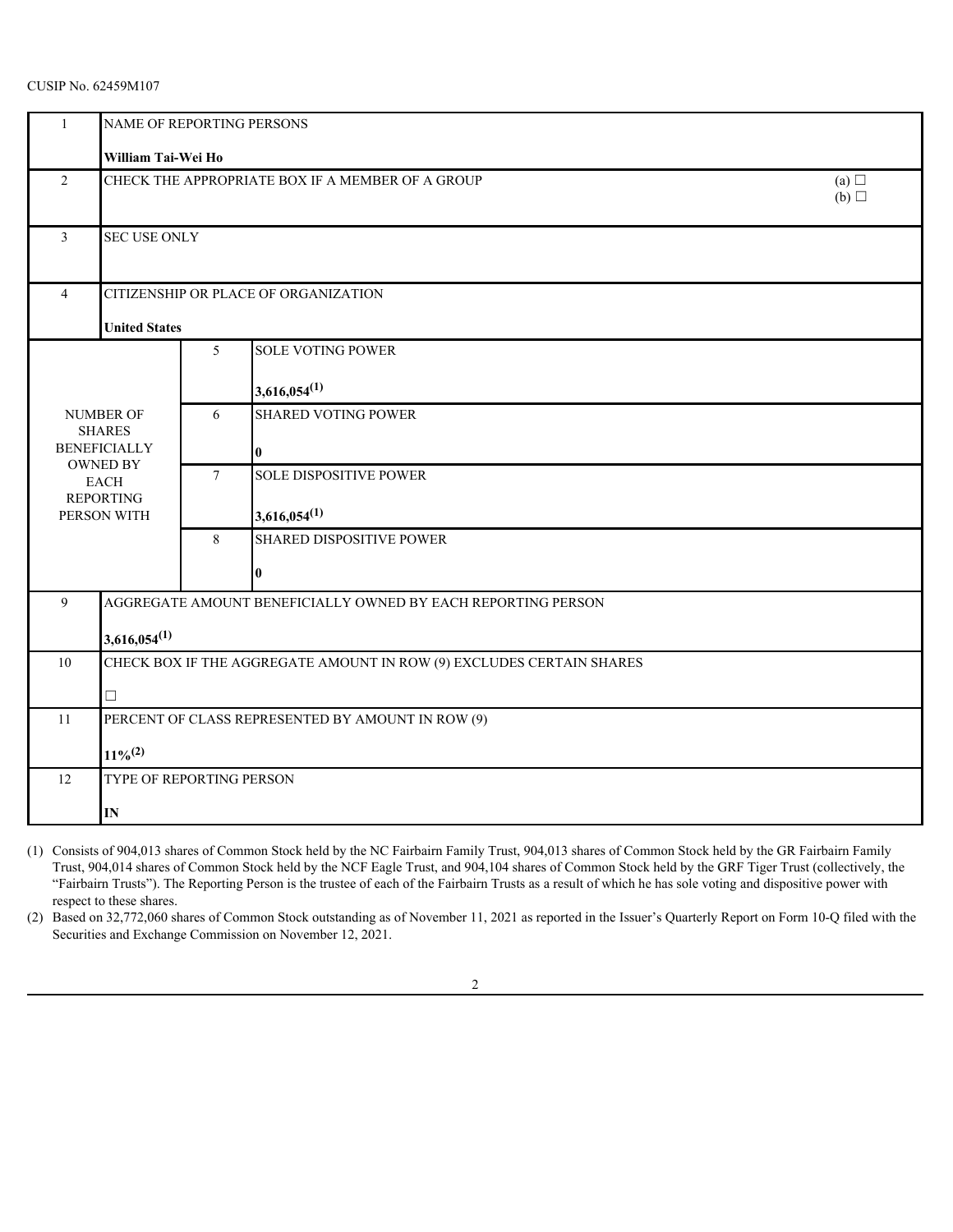CUSIP No. 62459M107

| 1 | NAME OF REPORTING PERSONS<br><br>**William Tai-Wei Ho** | | |
|---|---|---|---|
| 2 | CHECK THE APPROPRIATE BOX IF A MEMBER OF A GROUP | | (a) ☐<br>(b) ☐ |
| 3 | SEC USE ONLY | | |
| 4 | CITIZENSHIP OR PLACE OF ORGANIZATION<br><br>**United States** | | |
| NUMBER OF SHARES BENEFICIALLY OWNED BY EACH REPORTING PERSON WITH | 5 | SOLE VOTING POWER<br><br>**3,616,054(1)** | |
| | 6 | SHARED VOTING POWER<br><br>**0** | |
| | 7 | SOLE DISPOSITIVE POWER<br><br>**3,616,054(1)** | |
| | 8 | SHARED DISPOSITIVE POWER<br><br>**0** | |
| 9 | AGGREGATE AMOUNT BENEFICIALLY OWNED BY EACH REPORTING PERSON<br><br>**3,616,054(1)** | | |
| 10 | CHECK BOX IF THE AGGREGATE AMOUNT IN ROW (9) EXCLUDES CERTAIN SHARES<br><br>☐ | | |
| 11 | PERCENT OF CLASS REPRESENTED BY AMOUNT IN ROW (9)<br><br>**11%(2)** | | |
| 12 | TYPE OF REPORTING PERSON<br><br>**IN** | | |

(1) Consists of 904,013 shares of Common Stock held by the NC Fairbairn Family Trust, 904,013 shares of Common Stock held by the GR Fairbairn Family Trust, 904,014 shares of Common Stock held by the NCF Eagle Trust, and 904,104 shares of Common Stock held by the GRF Tiger Trust (collectively, the "Fairbairn Trusts"). The Reporting Person is the trustee of each of the Fairbairn Trusts as a result of which he has sole voting and dispositive power with respect to these shares.

(2) Based on 32,772,060 shares of Common Stock outstanding as of November 11, 2021 as reported in the Issuer's Quarterly Report on Form 10-Q filed with the Securities and Exchange Commission on November 12, 2021.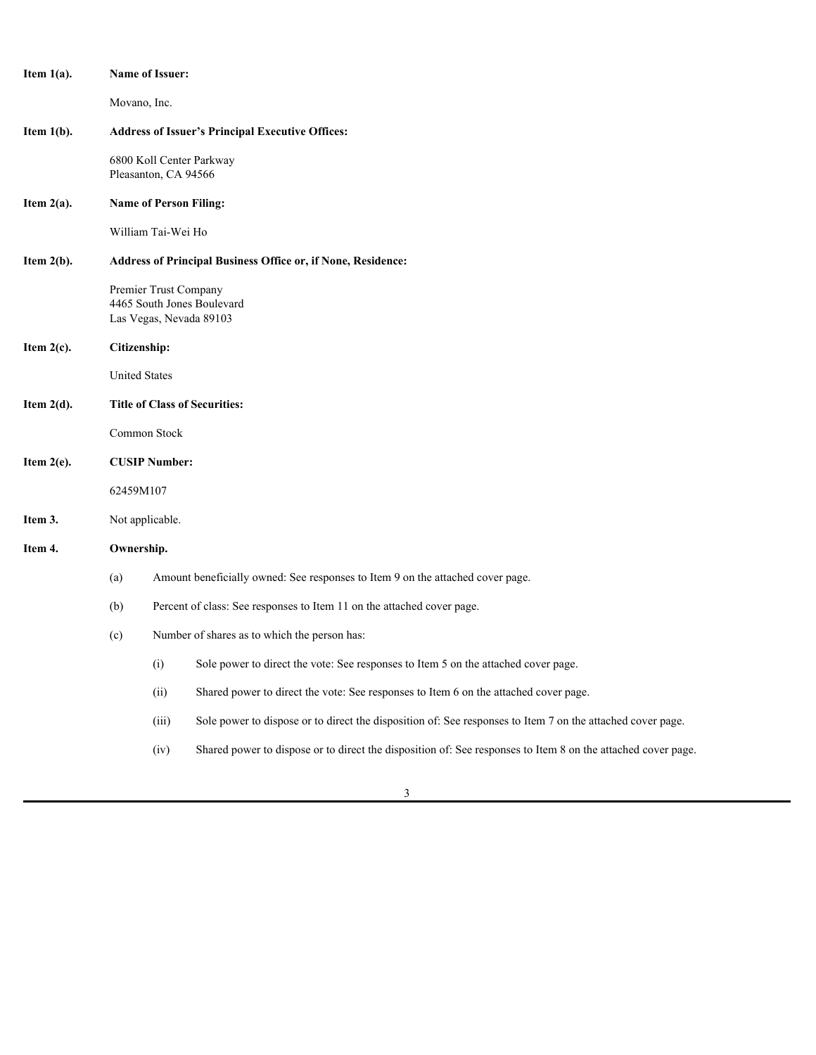**Item 1(a).** **Name of Issuer:**

Movano, Inc.

**Item 1(b).** **Address of Issuer's Principal Executive Offices:**

6800 Koll Center Parkway
Pleasanton, CA 94566

**Item 2(a).** **Name of Person Filing:**

William Tai-Wei Ho

**Item 2(b).** **Address of Principal Business Office or, if None, Residence:**

Premier Trust Company
4465 South Jones Boulevard
Las Vegas, Nevada 89103

**Item 2(c).** **Citizenship:**

United States

**Item 2(d).** **Title of Class of Securities:**

Common Stock

**Item 2(e).** **CUSIP Number:**

62459M107

**Item 3.** Not applicable.

**Item 4.** **Ownership.**

(a) Amount beneficially owned: See responses to Item 9 on the attached cover page.

(b) Percent of class: See responses to Item 11 on the attached cover page.

(c) Number of shares as to which the person has:

(i) Sole power to direct the vote: See responses to Item 5 on the attached cover page.

(ii) Shared power to direct the vote: See responses to Item 6 on the attached cover page.

(iii) Sole power to dispose or to direct the disposition of: See responses to Item 7 on the attached cover page.

(iv) Shared power to dispose or to direct the disposition of: See responses to Item 8 on the attached cover page.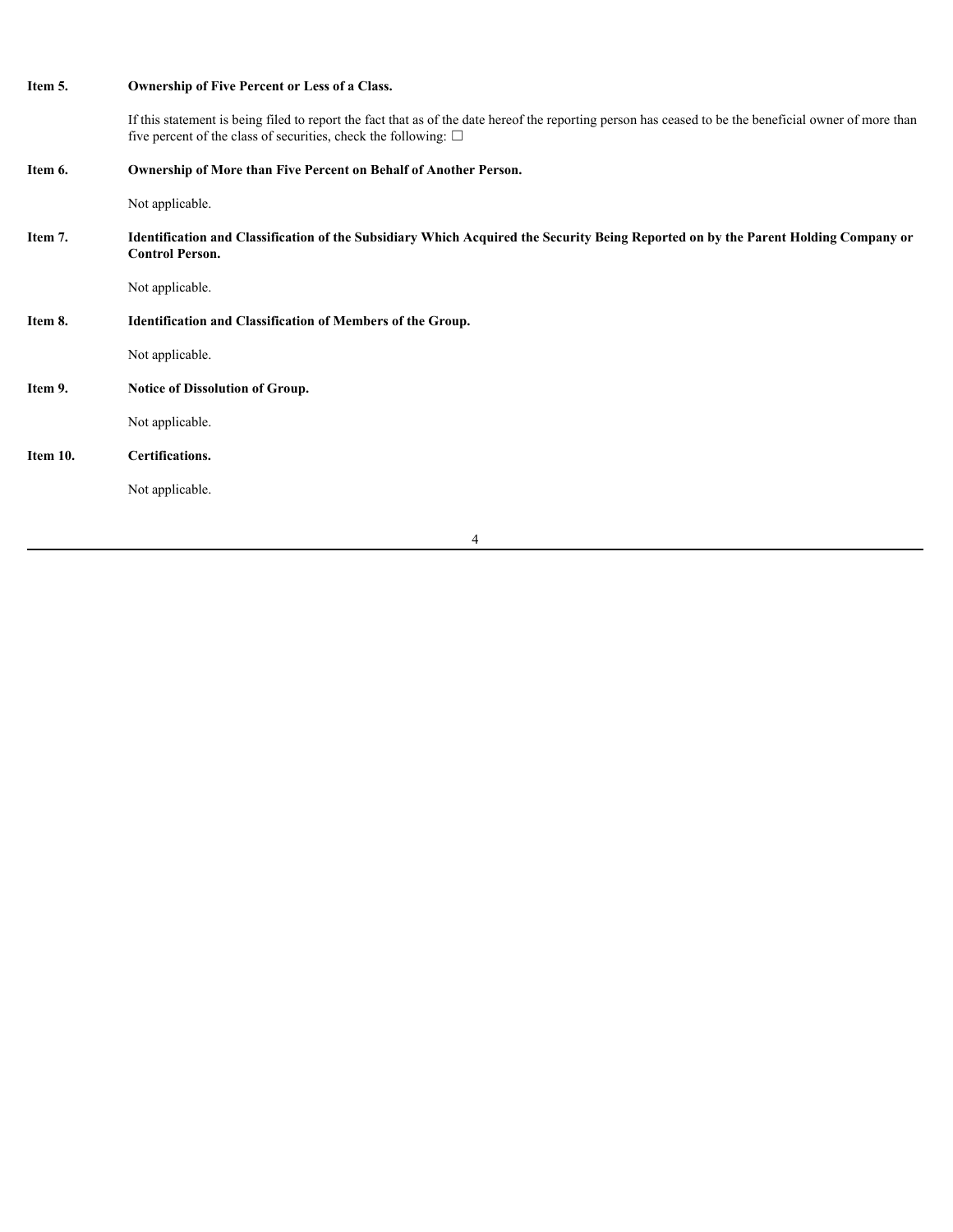**Item 5. Ownership of Five Percent or Less of a Class.**

If this statement is being filed to report the fact that as of the date hereof the reporting person has ceased to be the beneficial owner of more than five percent of the class of securities, check the following: ☐

**Item 6. Ownership of More than Five Percent on Behalf of Another Person.**

Not applicable.

**Item 7. Identification and Classification of the Subsidiary Which Acquired the Security Being Reported on by the Parent Holding Company or Control Person.**

Not applicable.

**Item 8. Identification and Classification of Members of the Group.**

Not applicable.

**Item 9. Notice of Dissolution of Group.**

Not applicable.

**Item 10. Certifications.**

Not applicable.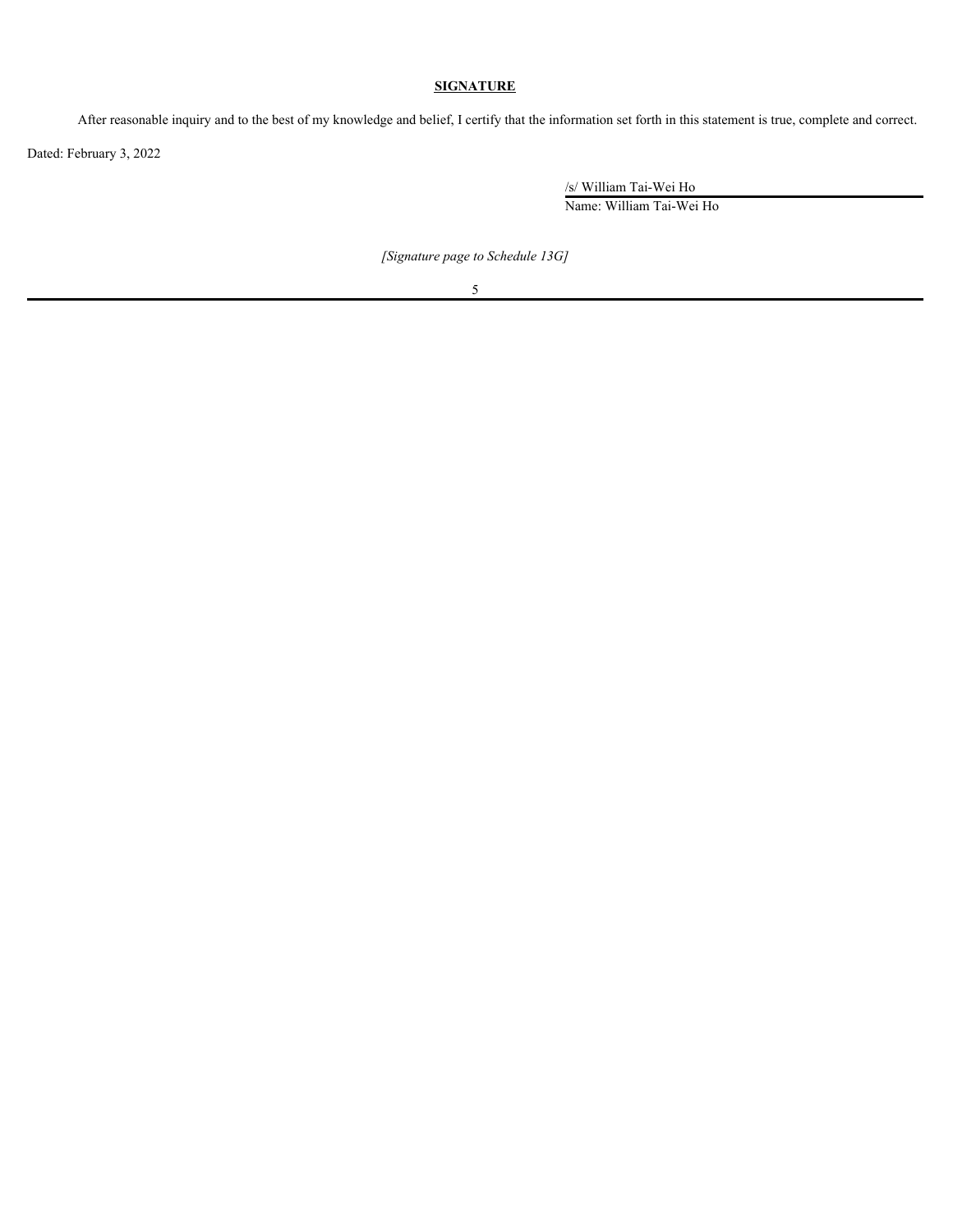**SIGNATURE**

After reasonable inquiry and to the best of my knowledge and belief, I certify that the information set forth in this statement is true, complete and correct.

Dated: February 3, 2022

/s/ William Tai-Wei Ho
Name: William Tai-Wei Ho

*[Signature page to Schedule 13G]*